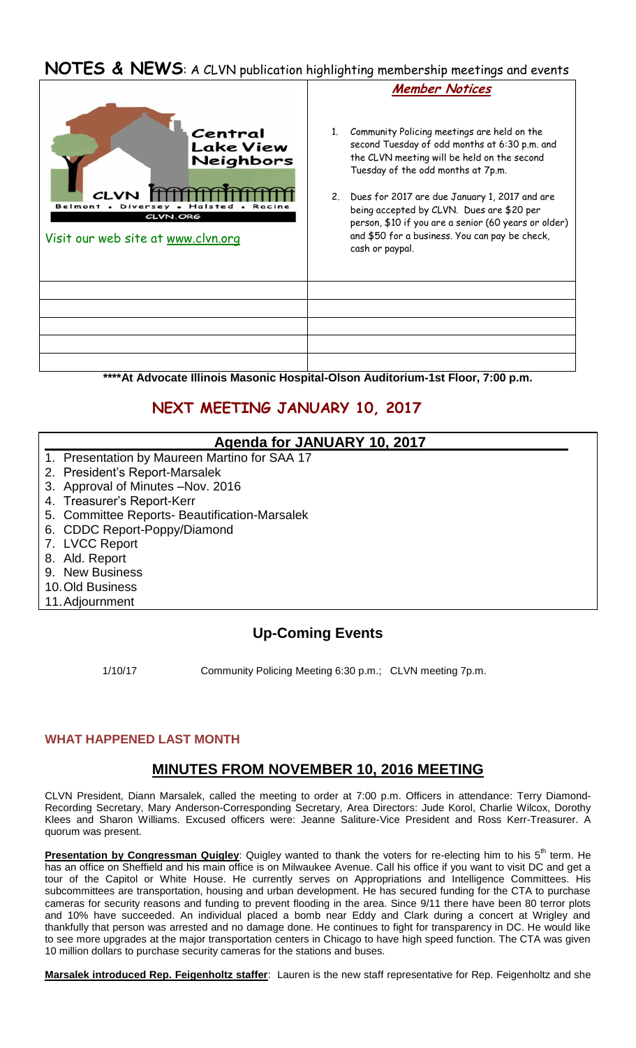# NOTES & NEWS: A CLVN publication highlighting membership meetings and events

Central Lake View Neighbors

CLVN

Belmont • Diversey • Halsted • Racine

CLVN.ORG

Visit our web site at www.clvn.org

### *Member Notices*

1. Community Policing meetings are held on the second Tuesday of odd months at 6:30 p.m. and the CLVN meeting will be held on the second Tuesday of the odd months at 7p.m.
2. Dues for 2017 are due January 1, 2017 and are being accepted by CLVN. Dues are $20 per person, $10 if you are a senior (60 years or older) and $50 for a business. You can pay be check, cash or paypal.

**\*\*\*\*At Advocate Illinois Masonic Hospital-Olson Auditorium-1st Floor, 7:00 p.m.**

## NEXT MEETING JANUARY 10, 2017

### Agenda for JANUARY 10, 2017

1. Presentation by Maureen Martino for SAA 17
2. President's Report-Marsalek
3. Approval of Minutes –Nov. 2016
4. Treasurer's Report-Kerr
5. Committee Reports- Beautification-Marsalek
6. CDDC Report-Poppy/Diamond
7. LVCC Report
8. Ald. Report
9. New Business
10. Old Business
11. Adjournment

## Up-Coming Events

1/10/17 Community Policing Meeting 6:30 p.m.; CLVN meeting 7p.m.

**WHAT HAPPENED LAST MONTH**

## MINUTES FROM NOVEMBER 10, 2016 MEETING

CLVN President, Diann Marsalek, called the meeting to order at 7:00 p.m. Officers in attendance: Terry Diamond-Recording Secretary, Mary Anderson-Corresponding Secretary, Area Directors: Jude Korol, Charlie Wilcox, Dorothy Klees and Sharon Williams. Excused officers were: Jeanne Saliture-Vice President and Ross Kerr-Treasurer. A quorum was present.

**Presentation by Congressman Quigley**: Quigley wanted to thank the voters for re-electing him to his 5th term. He has an office on Sheffield and his main office is on Milwaukee Avenue. Call his office if you want to visit DC and get a tour of the Capitol or White House. He currently serves on Appropriations and Intelligence Committees. His subcommittees are transportation, housing and urban development. He has secured funding for the CTA to purchase cameras for security reasons and funding to prevent flooding in the area. Since 9/11 there have been 80 terror plots and 10% have succeeded. An individual placed a bomb near Eddy and Clark during a concert at Wrigley and thankfully that person was arrested and no damage done. He continues to fight for transparency in DC. He would like to see more upgrades at the major transportation centers in Chicago to have high speed function. The CTA was given 10 million dollars to purchase security cameras for the stations and buses.

**Marsalek introduced Rep. Feigenholtz staffer**: Lauren is the new staff representative for Rep. Feigenholtz and she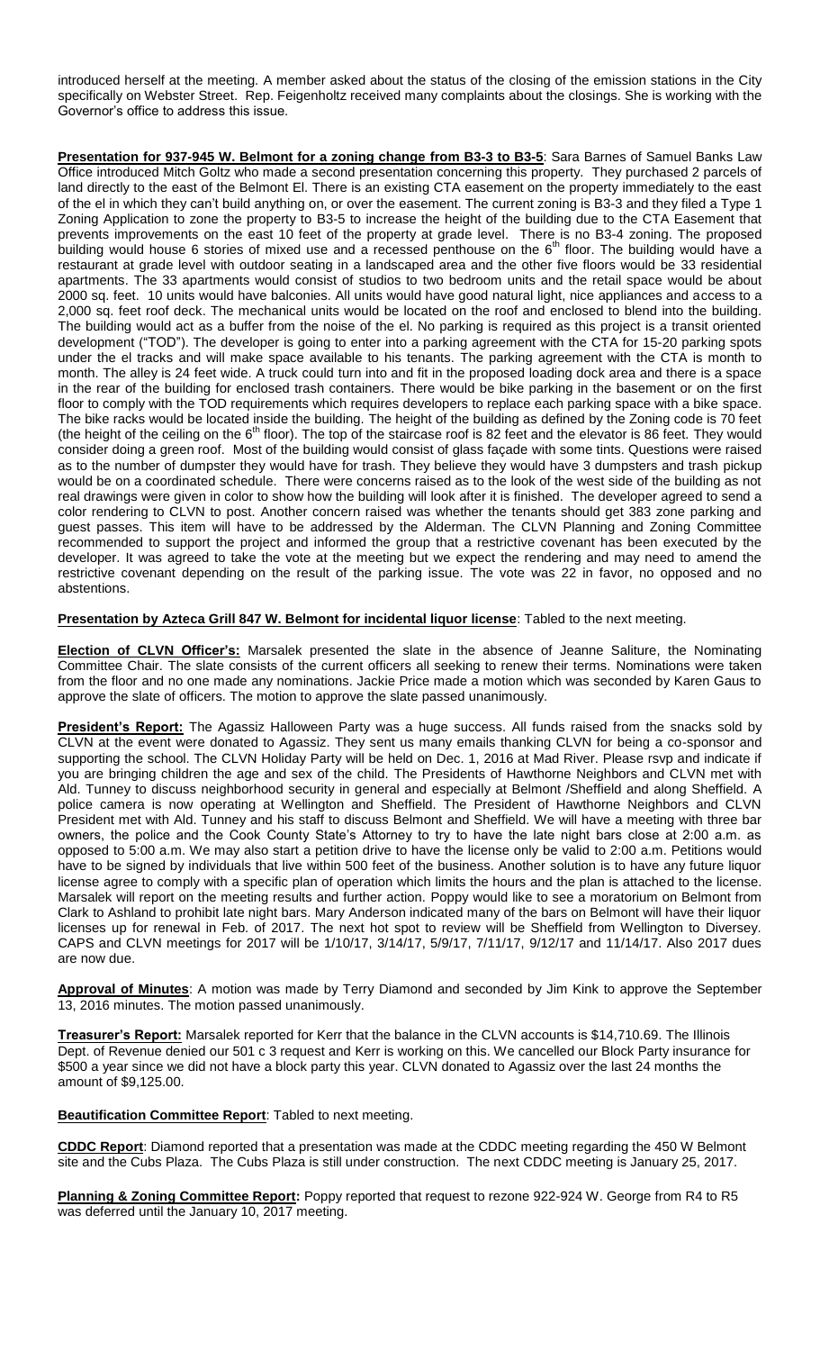introduced herself at the meeting. A member asked about the status of the closing of the emission stations in the City specifically on Webster Street. Rep. Feigenholtz received many complaints about the closings. She is working with the Governor's office to address this issue.

**Presentation for 937-945 W. Belmont for a zoning change from B3-3 to B3-5**: Sara Barnes of Samuel Banks Law Office introduced Mitch Goltz who made a second presentation concerning this property. They purchased 2 parcels of land directly to the east of the Belmont El. There is an existing CTA easement on the property immediately to the east of the el in which they can't build anything on, or over the easement. The current zoning is B3-3 and they filed a Type 1 Zoning Application to zone the property to B3-5 to increase the height of the building due to the CTA Easement that prevents improvements on the east 10 feet of the property at grade level. There is no B3-4 zoning. The proposed building would house 6 stories of mixed use and a recessed penthouse on the 6th floor. The building would have a restaurant at grade level with outdoor seating in a landscaped area and the other five floors would be 33 residential apartments. The 33 apartments would consist of studios to two bedroom units and the retail space would be about 2000 sq. feet. 10 units would have balconies. All units would have good natural light, nice appliances and access to a 2,000 sq. feet roof deck. The mechanical units would be located on the roof and enclosed to blend into the building. The building would act as a buffer from the noise of the el. No parking is required as this project is a transit oriented development ("TOD"). The developer is going to enter into a parking agreement with the CTA for 15-20 parking spots under the el tracks and will make space available to his tenants. The parking agreement with the CTA is month to month. The alley is 24 feet wide. A truck could turn into and fit in the proposed loading dock area and there is a space in the rear of the building for enclosed trash containers. There would be bike parking in the basement or on the first floor to comply with the TOD requirements which requires developers to replace each parking space with a bike space. The bike racks would be located inside the building. The height of the building as defined by the Zoning code is 70 feet (the height of the ceiling on the 6th floor). The top of the staircase roof is 82 feet and the elevator is 86 feet. They would consider doing a green roof. Most of the building would consist of glass façade with some tints. Questions were raised as to the number of dumpster they would have for trash. They believe they would have 3 dumpsters and trash pickup would be on a coordinated schedule. There were concerns raised as to the look of the west side of the building as not real drawings were given in color to show how the building will look after it is finished. The developer agreed to send a color rendering to CLVN to post. Another concern raised was whether the tenants should get 383 zone parking and guest passes. This item will have to be addressed by the Alderman. The CLVN Planning and Zoning Committee recommended to support the project and informed the group that a restrictive covenant has been executed by the developer. It was agreed to take the vote at the meeting but we expect the rendering and may need to amend the restrictive covenant depending on the result of the parking issue. The vote was 22 in favor, no opposed and no abstentions.

**Presentation by Azteca Grill 847 W. Belmont for incidental liquor license**: Tabled to the next meeting.

**Election of CLVN Officer's:** Marsalek presented the slate in the absence of Jeanne Saliture, the Nominating Committee Chair. The slate consists of the current officers all seeking to renew their terms. Nominations were taken from the floor and no one made any nominations. Jackie Price made a motion which was seconded by Karen Gaus to approve the slate of officers. The motion to approve the slate passed unanimously.

**President's Report:** The Agassiz Halloween Party was a huge success. All funds raised from the snacks sold by CLVN at the event were donated to Agassiz. They sent us many emails thanking CLVN for being a co-sponsor and supporting the school. The CLVN Holiday Party will be held on Dec. 1, 2016 at Mad River. Please rsvp and indicate if you are bringing children the age and sex of the child. The Presidents of Hawthorne Neighbors and CLVN met with Ald. Tunney to discuss neighborhood security in general and especially at Belmont /Sheffield and along Sheffield. A police camera is now operating at Wellington and Sheffield. The President of Hawthorne Neighbors and CLVN President met with Ald. Tunney and his staff to discuss Belmont and Sheffield. We will have a meeting with three bar owners, the police and the Cook County State's Attorney to try to have the late night bars close at 2:00 a.m. as opposed to 5:00 a.m. We may also start a petition drive to have the license only be valid to 2:00 a.m. Petitions would have to be signed by individuals that live within 500 feet of the business. Another solution is to have any future liquor license agree to comply with a specific plan of operation which limits the hours and the plan is attached to the license. Marsalek will report on the meeting results and further action. Poppy would like to see a moratorium on Belmont from Clark to Ashland to prohibit late night bars. Mary Anderson indicated many of the bars on Belmont will have their liquor licenses up for renewal in Feb. of 2017. The next hot spot to review will be Sheffield from Wellington to Diversey. CAPS and CLVN meetings for 2017 will be 1/10/17, 3/14/17, 5/9/17, 7/11/17, 9/12/17 and 11/14/17. Also 2017 dues are now due.

**Approval of Minutes**: A motion was made by Terry Diamond and seconded by Jim Kink to approve the September 13, 2016 minutes. The motion passed unanimously.

**Treasurer's Report:** Marsalek reported for Kerr that the balance in the CLVN accounts is $14,710.69. The Illinois Dept. of Revenue denied our 501 c 3 request and Kerr is working on this. We cancelled our Block Party insurance for $500 a year since we did not have a block party this year. CLVN donated to Agassiz over the last 24 months the amount of $9,125.00.

**Beautification Committee Report**: Tabled to next meeting.

**CDDC Report**: Diamond reported that a presentation was made at the CDDC meeting regarding the 450 W Belmont site and the Cubs Plaza. The Cubs Plaza is still under construction. The next CDDC meeting is January 25, 2017.

**Planning & Zoning Committee Report:** Poppy reported that request to rezone 922-924 W. George from R4 to R5 was deferred until the January 10, 2017 meeting.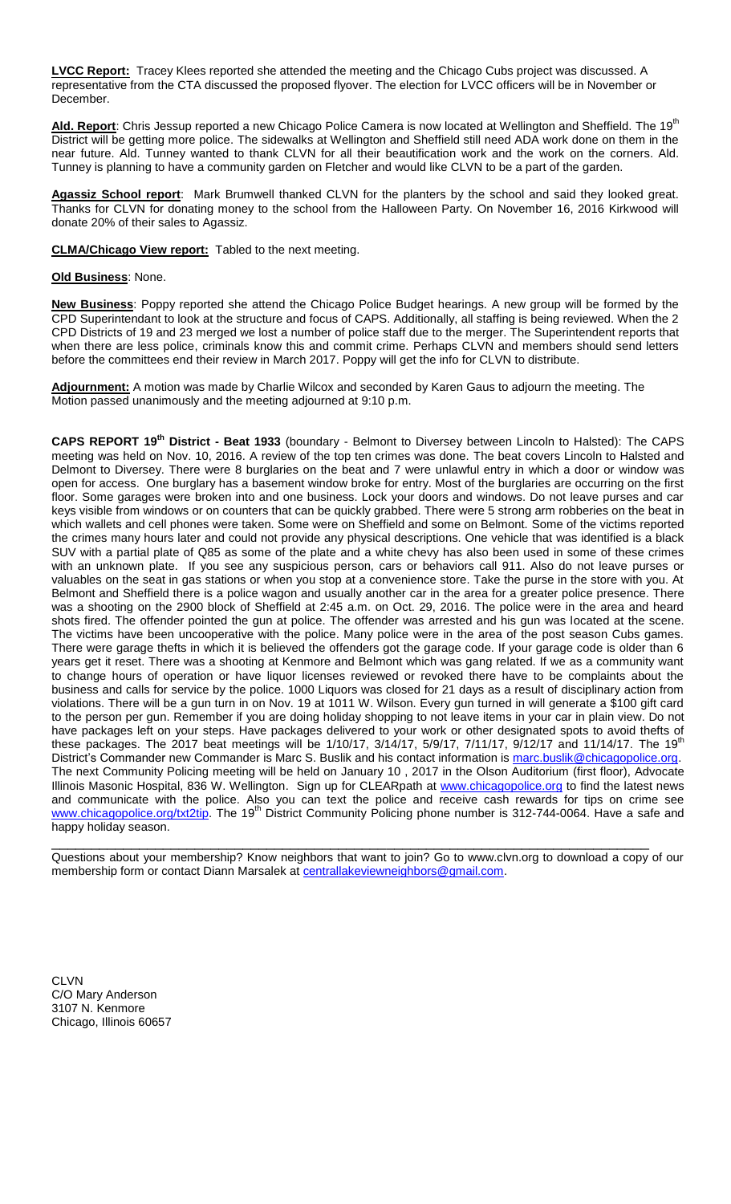**LVCC Report:** Tracey Klees reported she attended the meeting and the Chicago Cubs project was discussed. A representative from the CTA discussed the proposed flyover. The election for LVCC officers will be in November or December.

**Ald. Report**: Chris Jessup reported a new Chicago Police Camera is now located at Wellington and Sheffield. The 19th District will be getting more police. The sidewalks at Wellington and Sheffield still need ADA work done on them in the near future. Ald. Tunney wanted to thank CLVN for all their beautification work and the work on the corners. Ald. Tunney is planning to have a community garden on Fletcher and would like CLVN to be a part of the garden.

**Agassiz School report**: Mark Brumwell thanked CLVN for the planters by the school and said they looked great. Thanks for CLVN for donating money to the school from the Halloween Party. On November 16, 2016 Kirkwood will donate 20% of their sales to Agassiz.

**CLMA/Chicago View report:** Tabled to the next meeting.

**Old Business**: None.

**New Business**: Poppy reported she attend the Chicago Police Budget hearings. A new group will be formed by the CPD Superintendant to look at the structure and focus of CAPS. Additionally, all staffing is being reviewed. When the 2 CPD Districts of 19 and 23 merged we lost a number of police staff due to the merger. The Superintendent reports that when there are less police, criminals know this and commit crime. Perhaps CLVN and members should send letters before the committees end their review in March 2017. Poppy will get the info for CLVN to distribute.

**Adjournment:** A motion was made by Charlie Wilcox and seconded by Karen Gaus to adjourn the meeting. The Motion passed unanimously and the meeting adjourned at 9:10 p.m.

**CAPS REPORT 19th District - Beat 1933** (boundary - Belmont to Diversey between Lincoln to Halsted): The CAPS meeting was held on Nov. 10, 2016. A review of the top ten crimes was done. The beat covers Lincoln to Halsted and Delmont to Diversey. There were 8 burglaries on the beat and 7 were unlawful entry in which a door or window was open for access. One burglary has a basement window broke for entry. Most of the burglaries are occurring on the first floor. Some garages were broken into and one business. Lock your doors and windows. Do not leave purses and car keys visible from windows or on counters that can be quickly grabbed. There were 5 strong arm robberies on the beat in which wallets and cell phones were taken. Some were on Sheffield and some on Belmont. Some of the victims reported the crimes many hours later and could not provide any physical descriptions. One vehicle that was identified is a black SUV with a partial plate of Q85 as some of the plate and a white chevy has also been used in some of these crimes with an unknown plate. If you see any suspicious person, cars or behaviors call 911. Also do not leave purses or valuables on the seat in gas stations or when you stop at a convenience store. Take the purse in the store with you. At Belmont and Sheffield there is a police wagon and usually another car in the area for a greater police presence. There was a shooting on the 2900 block of Sheffield at 2:45 a.m. on Oct. 29, 2016. The police were in the area and heard shots fired. The offender pointed the gun at police. The offender was arrested and his gun was located at the scene. The victims have been uncooperative with the police. Many police were in the area of the post season Cubs games. There were garage thefts in which it is believed the offenders got the garage code. If your garage code is older than 6 years get it reset. There was a shooting at Kenmore and Belmont which was gang related. If we as a community want to change hours of operation or have liquor licenses reviewed or revoked there have to be complaints about the business and calls for service by the police. 1000 Liquors was closed for 21 days as a result of disciplinary action from violations. There will be a gun turn in on Nov. 19 at 1011 W. Wilson. Every gun turned in will generate a $100 gift card to the person per gun. Remember if you are doing holiday shopping to not leave items in your car in plain view. Do not have packages left on your steps. Have packages delivered to your work or other designated spots to avoid thefts of these packages. The 2017 beat meetings will be 1/10/17, 3/14/17, 5/9/17, 7/11/17, 9/12/17 and 11/14/17. The 19th District's Commander new Commander is Marc S. Buslik and his contact information is marc.buslik@chicagopolice.org. The next Community Policing meeting will be held on January 10 , 2017 in the Olson Auditorium (first floor), Advocate Illinois Masonic Hospital, 836 W. Wellington. Sign up for CLEARpath at www.chicagopolice.org to find the latest news and communicate with the police. Also you can text the police and receive cash rewards for tips on crime see www.chicagopolice.org/txt2tip. The 19th District Community Policing phone number is 312-744-0064. Have a safe and happy holiday season.

---

Questions about your membership? Know neighbors that want to join? Go to www.clvn.org to download a copy of our membership form or contact Diann Marsalek at centrallakeviewneighbors@gmail.com.

CLVN
C/O Mary Anderson
3107 N. Kenmore
Chicago, Illinois 60657